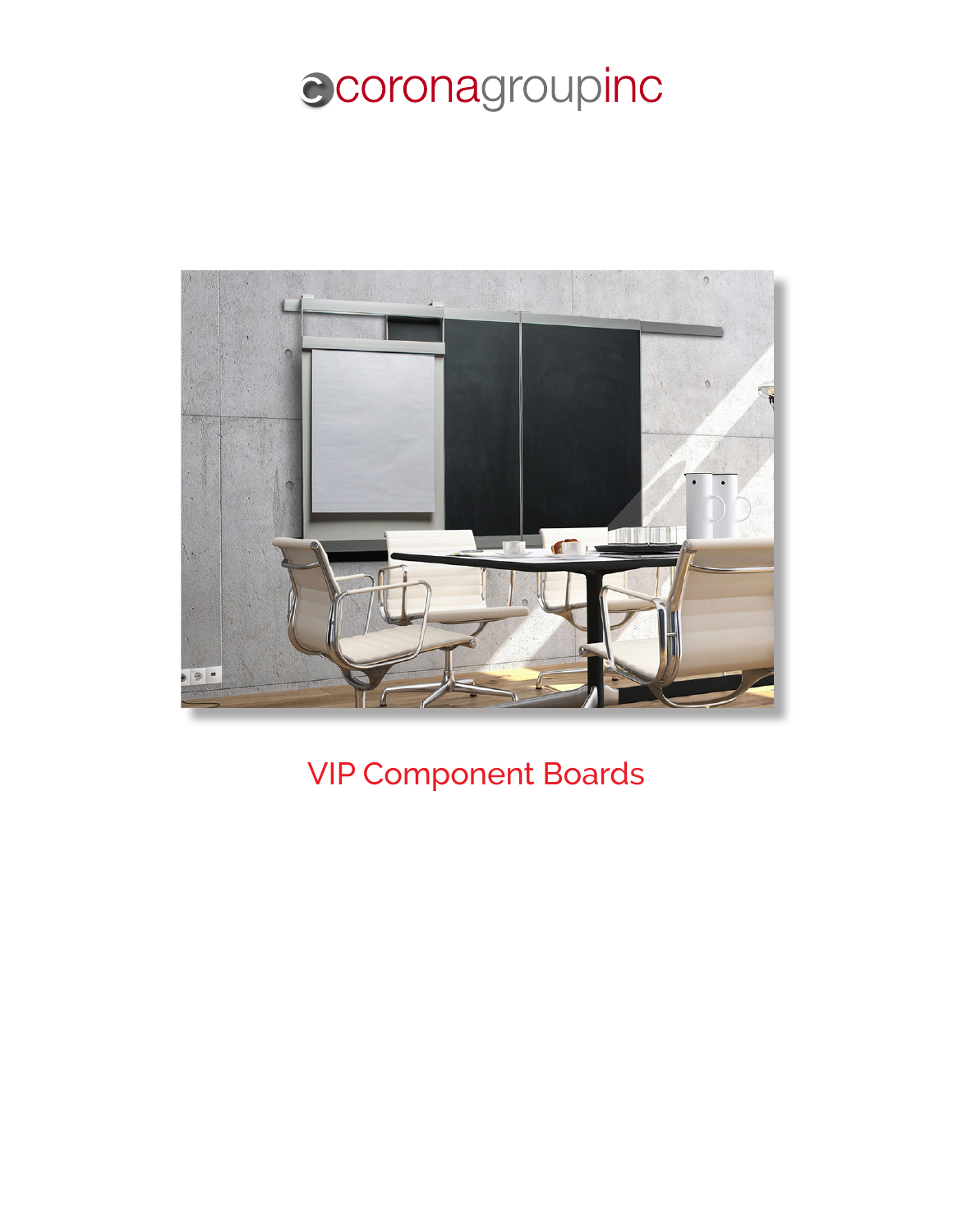coronagroupinc

# VIP Component Boards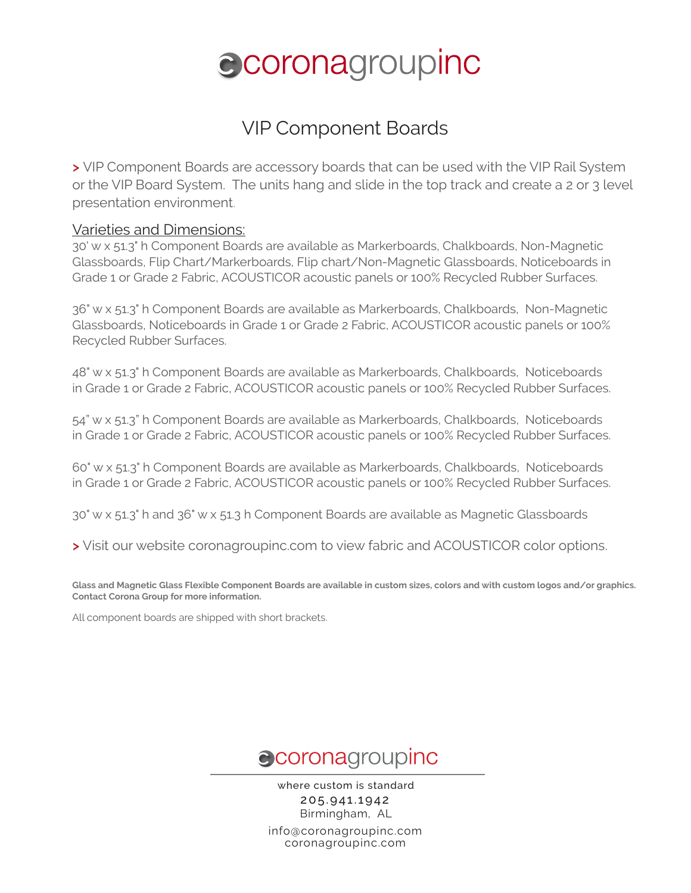# coronagroupinc

## VIP Component Boards

**>** VIP Component Boards are accessory boards that can be used with the VIP Rail System or the VIP Board System. The units hang and slide in the top track and create a 2 or 3 level presentation environment.

### Varieties and Dimensions:

30' w x 51.3" h Component Boards are available as Markerboards, Chalkboards, Non-Magnetic Glassboards, Flip Chart/Markerboards, Flip chart/Non-Magnetic Glassboards, Noticeboards in Grade 1 or Grade 2 Fabric, ACOUSTICOR acoustic panels or 100% Recycled Rubber Surfaces.

36" w x 51.3" h Component Boards are available as Markerboards, Chalkboards, Non-Magnetic Glassboards, Noticeboards in Grade 1 or Grade 2 Fabric, ACOUSTICOR acoustic panels or 100% Recycled Rubber Surfaces.

48" w x 51.3" h Component Boards are available as Markerboards, Chalkboards, Noticeboards in Grade 1 or Grade 2 Fabric, ACOUSTICOR acoustic panels or 100% Recycled Rubber Surfaces.

54" w x 51.3" h Component Boards are available as Markerboards, Chalkboards, Noticeboards in Grade 1 or Grade 2 Fabric, ACOUSTICOR acoustic panels or 100% Recycled Rubber Surfaces.

60" w x 51.3" h Component Boards are available as Markerboards, Chalkboards, Noticeboards in Grade 1 or Grade 2 Fabric, ACOUSTICOR acoustic panels or 100% Recycled Rubber Surfaces.

30" w x 51.3" h and 36" w x 51.3 h Component Boards are available as Magnetic Glassboards

**>** Visit our website coronagroupinc.com to view fabric and ACOUSTICOR color options.

**Glass and Magnetic Glass Flexible Component Boards are available in custom sizes, colors and with custom logos and/or graphics. Contact Corona Group for more information.**

All component boards are shipped with short brackets.

coronagroupinc

where custom is standard
205.941.1942
Birmingham, AL

info@coronagroupinc.com
coronagroupinc.com